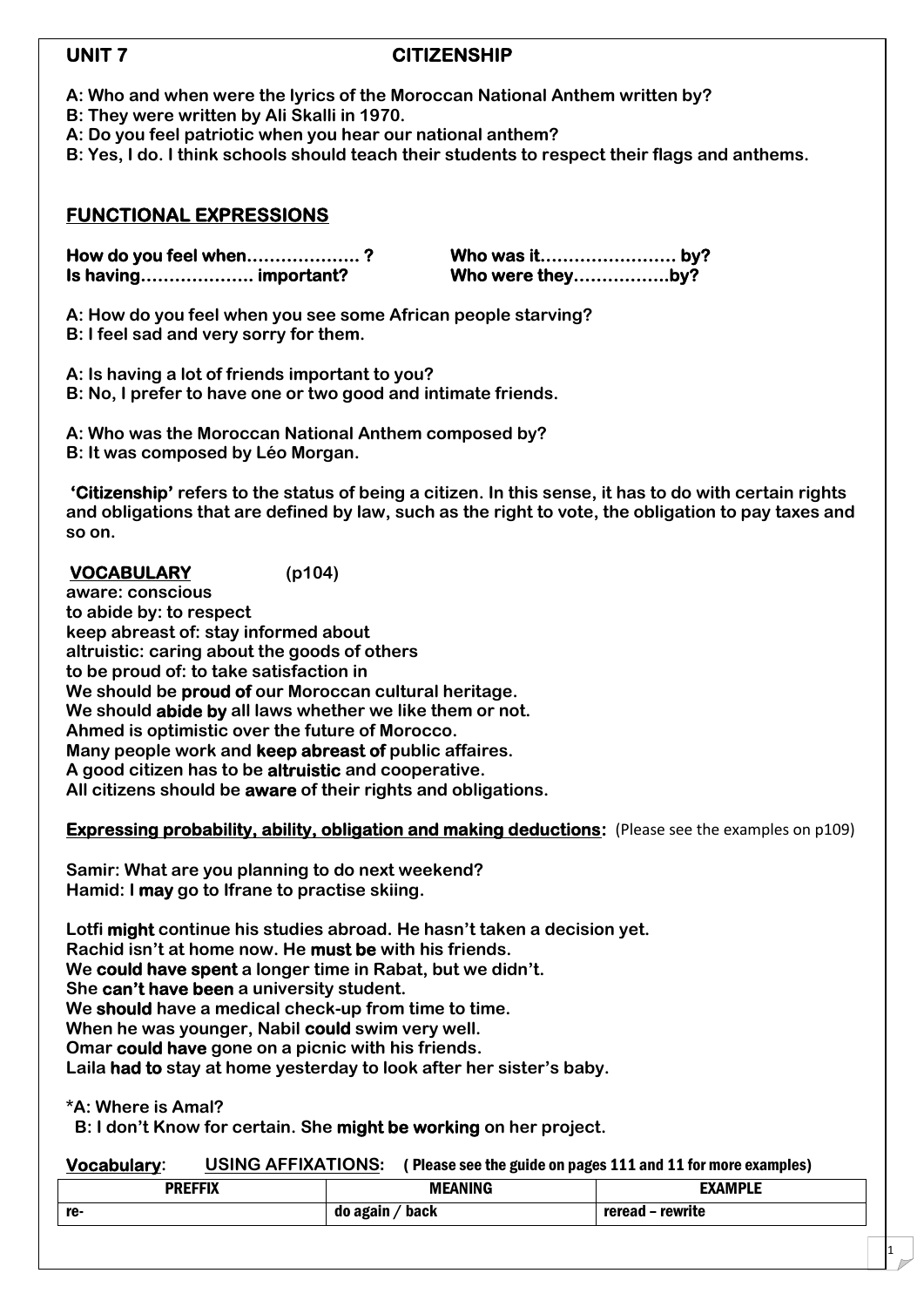# UNIT 7 CITIZENSHIP

**A: Who and when were the lyrics of the Moroccan National Anthem written by?**
**B: They were written by Ali Skalli in 1970.**
**A: Do you feel patriotic when you hear our national anthem?**
**B: Yes, I do. I think schools should teach their students to respect their flags and anthems.**

## FUNCTIONAL EXPRESSIONS

**How do you feel when……………….. ?**
**Is having……………….. important?**
**Who was it…………………… by?**
**Who were they…………….by?**

**A: How do you feel when you see some African people starving?**
**B: I feel sad and very sorry for them.**

**A: Is having a lot of friends important to you?**
**B: No, I prefer to have one or two good and intimate friends.**

**A: Who was the Moroccan National Anthem composed by?**
**B: It was composed by Léo Morgan.**

**'Citizenship' refers to the status of being a citizen. In this sense, it has to do with certain rights and obligations that are defined by law, such as the right to vote, the obligation to pay taxes and so on.**

## VOCABULARY (p104)

**aware: conscious**
**to abide by: to respect**
**keep abreast of: stay informed about**
**altruistic: caring about the goods of others**
**to be proud of: to take satisfaction in**
**We should be proud of our Moroccan cultural heritage.**
**We should abide by all laws whether we like them or not.**
**Ahmed is optimistic over the future of Morocco.**
**Many people work and keep abreast of public affaires.**
**A good citizen has to be altruistic and cooperative.**
**All citizens should be aware of their rights and obligations.**

**Expressing probability, ability, obligation and making deductions:** (Please see the examples on p109)

**Samir: What are you planning to do next weekend?**
**Hamid: I may go to Ifrane to practise skiing.**

**Lotfi might continue his studies abroad. He hasn't taken a decision yet.**
**Rachid isn't at home now. He must be with his friends.**
**We could have spent a longer time in Rabat, but we didn't.**
**She can't have been a university student.**
**We should have a medical check-up from time to time.**
**When he was younger, Nabil could swim very well.**
**Omar could have gone on a picnic with his friends.**
**Laila had to stay at home yesterday to look after her sister's baby.**

***A: Where is Amal?**
**B: I don't Know for certain. She might be working on her project.**

**Vocabulary:** USING AFFIXATIONS: **( Please see the guide on pages 111 and 11 for more examples)**

| PREFFIX | MEANING | EXAMPLE |
|---|---|---|
| re- | do again / back | reread – rewrite |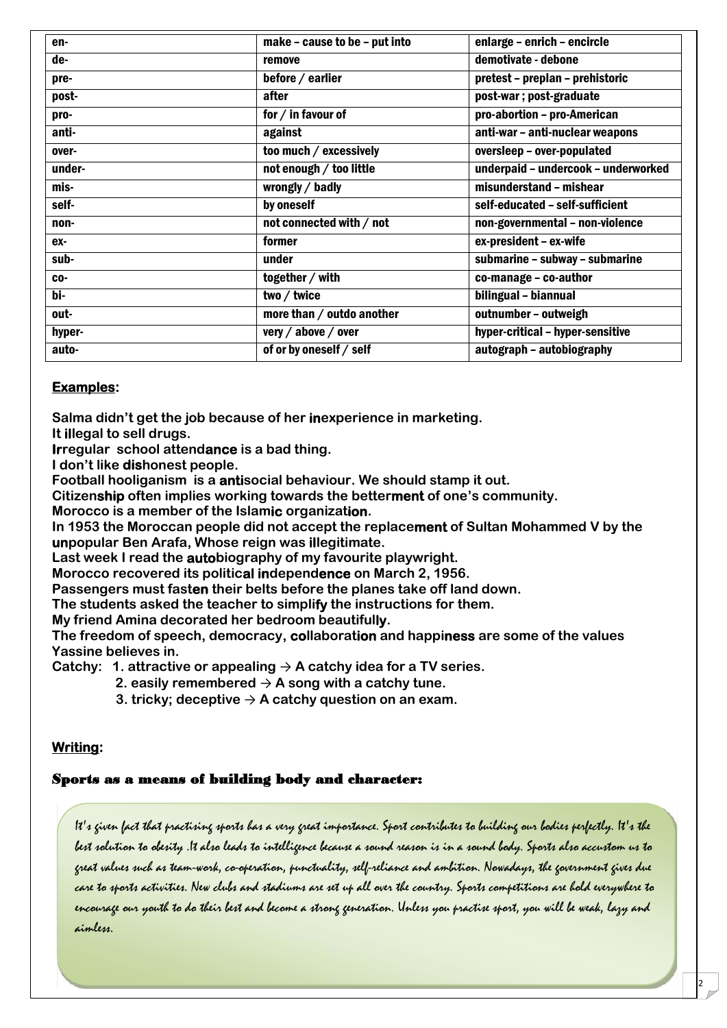| en- | make – cause to be – put into | enlarge – enrich – encircle |
|---|---|---|
| de- | remove | demotivate - debone |
| pre- | before / earlier | pretest – preplan – prehistoric |
| post- | after | post-war ; post-graduate |
| pro- | for / in favour of | pro-abortion – pro-American |
| anti- | against | anti-war – anti-nuclear weapons |
| over- | too much / excessively | oversleep – over-populated |
| under- | not enough / too little | underpaid – undercook – underworked |
| mis- | wrongly / badly | misunderstand – mishear |
| self- | by oneself | self-educated – self-sufficient |
| non- | not connected with / not | non-governmental – non-violence |
| ex- | former | ex-president – ex-wife |
| sub- | under | submarine – subway – submarine |
| co- | together / with | co-manage – co-author |
| bi- | two / twice | bilingual – biannual |
| out- | more than / outdo another | outnumber – outweigh |
| hyper- | very / above / over | hyper-critical – hyper-sensitive |
| auto- | of or by oneself / self | autograph – autobiography |

## Examples:

**Salma didn't get the job because of her inexperience in marketing.**
**It illegal to sell drugs.**
**Irregular school attendance is a bad thing.**
**I don't like dishonest people.**
**Football hooliganism is a antisocial behaviour. We should stamp it out.**
**Citizenship often implies working towards the betterment of one's community.**
**Morocco is a member of the Islamic organization.**
**In 1953 the Moroccan people did not accept the replacement of Sultan Mohammed V by the unpopular Ben Arafa, Whose reign was illegitimate.**
**Last week I read the autobiography of my favourite playwright.**
**Morocco recovered its political independence on March 2, 1956.**
**Passengers must fasten their belts before the planes take off land down.**
**The students asked the teacher to simplify the instructions for them.**
**My friend Amina decorated her bedroom beautifully.**
**The freedom of speech, democracy, collaboration and happiness are some of the values Yassine believes in.**
**Catchy: 1. attractive or appealing → A catchy idea for a TV series.**
**2. easily remembered → A song with a catchy tune.**
**3. tricky; deceptive → A catchy question on an exam.**

## Writing:

### Sports as a means of building body and character:

*It's given fact that practising sports has a very great importance. Sport contributes to building our bodies perfectly. It's the best solution to obesity .It also leads to intelligence because a sound reason is in a sound body. Sports also accustom us to great values such as team-work, co-operation, punctuality, self-reliance and ambition. Nowadays, the government gives due care to sports activities. New clubs and stadiums are set up all over the country. Sports competitions are hold everywhere to encourage our youth to do their best and become a strong generation. Unless you practise sport, you will be weak, lazy and aimless.*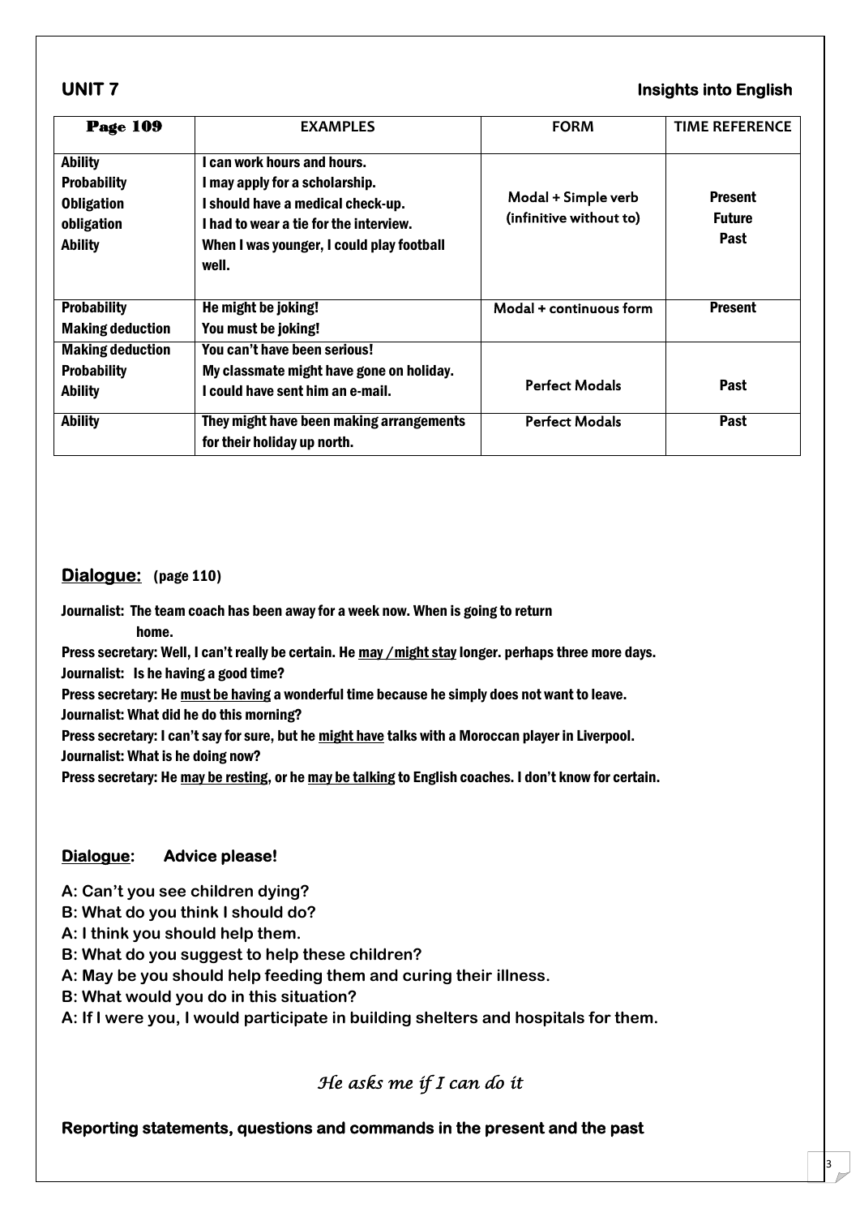**UNIT 7** **Insights into English**

| Page 109 | EXAMPLES | FORM | TIME REFERENCE |
|---|---|---|---|
| Ability<br>Probability<br>Obligation<br>obligation<br>Ability | I can work hours and hours.<br>I may apply for a scholarship.<br>I should have a medical check-up.<br>I had to wear a tie for the interview.<br>When I was younger, I could play football well. | Modal + Simple verb (infinitive without to) | Present<br>Future<br>Past |
| Probability<br>Making deduction | He might be joking!<br>You must be joking! | Modal + continuous form | Present |
| Making deduction<br>Probability<br>Ability | You can't have been serious!<br>My classmate might have gone on holiday.<br>I could have sent him an e-mail. | Perfect Modals | Past |
| Ability | They might have been making arrangements for their holiday up north. | Perfect Modals | Past |

## Dialogue: (page 110)

Journalist: The team coach has been away for a week now. When is going to return home.

Press secretary: Well, I can't really be certain. He <u>may / might stay</u> longer. perhaps three more days.

Journalist: Is he having a good time?

Press secretary: He <u>must be having</u> a wonderful time because he simply does not want to leave.

Journalist: What did he do this morning?

Press secretary: I can't say for sure, but he <u>might have</u> talks with a Moroccan player in Liverpool.

Journalist: What is he doing now?

Press secretary: He <u>may be resting</u>, or he <u>may be talking</u> to English coaches. I don't know for certain.

## Dialogue: Advice please!

**A: Can't you see children dying?**
**B: What do you think I should do?**
**A: I think you should help them.**
**B: What do you suggest to help these children?**
**A: May be you should help feeding them and curing their illness.**
**B: What would you do in this situation?**
**A: If I were you, I would participate in building shelters and hospitals for them.**

*He asks me if I can do it*

**Reporting statements, questions and commands in the present and the past**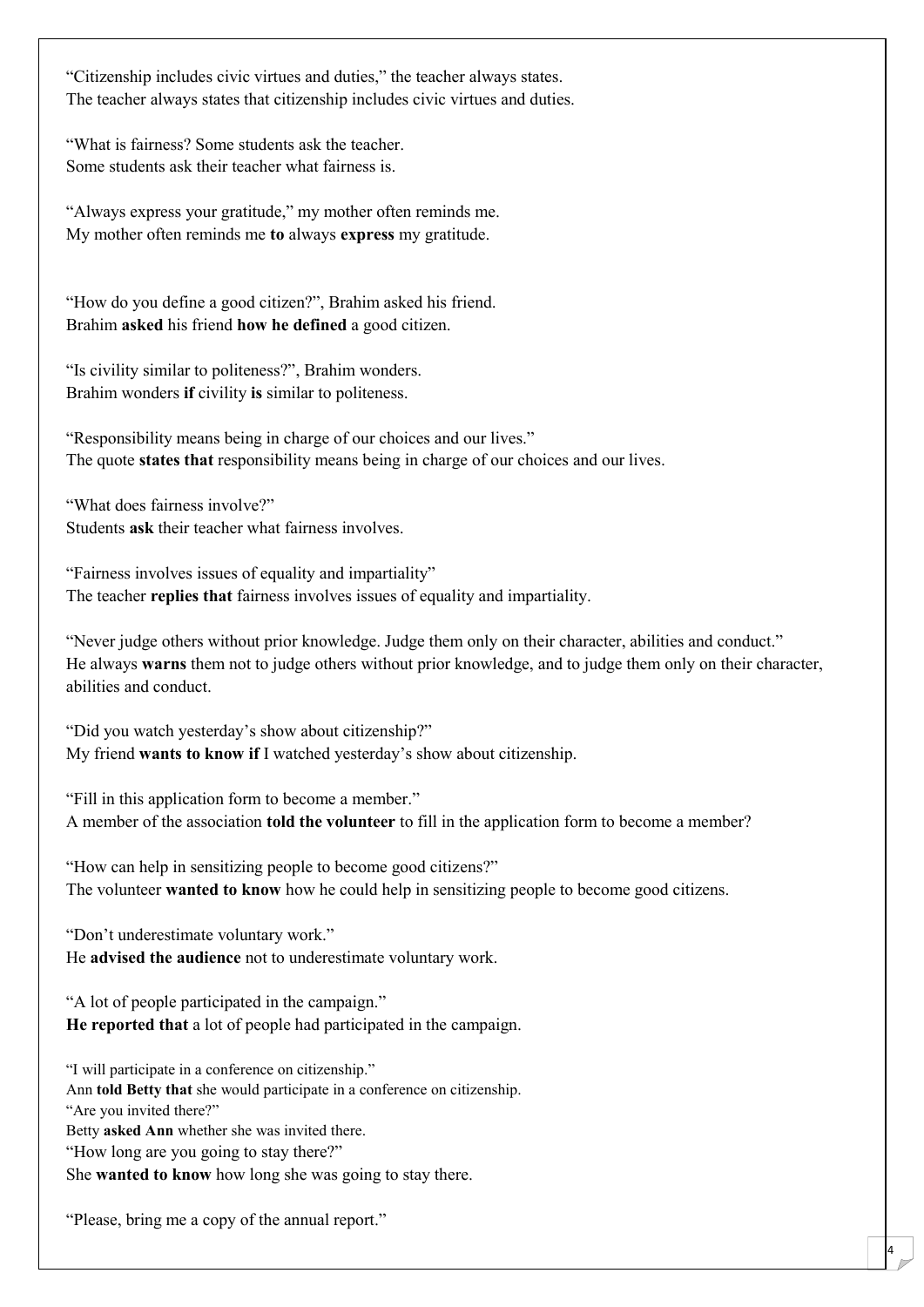"Citizenship includes civic virtues and duties," the teacher always states.
The teacher always states that citizenship includes civic virtues and duties.

"What is fairness? Some students ask the teacher.
Some students ask their teacher what fairness is.

"Always express your gratitude," my mother often reminds me.
My mother often reminds me **to** always **express** my gratitude.

"How do you define a good citizen?", Brahim asked his friend.
Brahim **asked** his friend **how he defined** a good citizen.

"Is civility similar to politeness?", Brahim wonders.
Brahim wonders **if** civility **is** similar to politeness.

"Responsibility means being in charge of our choices and our lives."
The quote **states that** responsibility means being in charge of our choices and our lives.

"What does fairness involve?"
Students **ask** their teacher what fairness involves.

"Fairness involves issues of equality and impartiality"
The teacher **replies that** fairness involves issues of equality and impartiality.

"Never judge others without prior knowledge. Judge them only on their character, abilities and conduct."
He always **warns** them not to judge others without prior knowledge, and to judge them only on their character, abilities and conduct.

"Did you watch yesterday's show about citizenship?"
My friend **wants to know if** I watched yesterday's show about citizenship.

"Fill in this application form to become a member."
A member of the association **told the volunteer** to fill in the application form to become a member?

"How can help in sensitizing people to become good citizens?"
The volunteer **wanted to know** how he could help in sensitizing people to become good citizens.

"Don't underestimate voluntary work."
He **advised the audience** not to underestimate voluntary work.

"A lot of people participated in the campaign."
**He reported that** a lot of people had participated in the campaign.

"I will participate in a conference on citizenship."
Ann **told Betty that** she would participate in a conference on citizenship.
"Are you invited there?"
Betty **asked Ann** whether she was invited there.
"How long are you going to stay there?"
She **wanted to know** how long she was going to stay there.

"Please, bring me a copy of the annual report."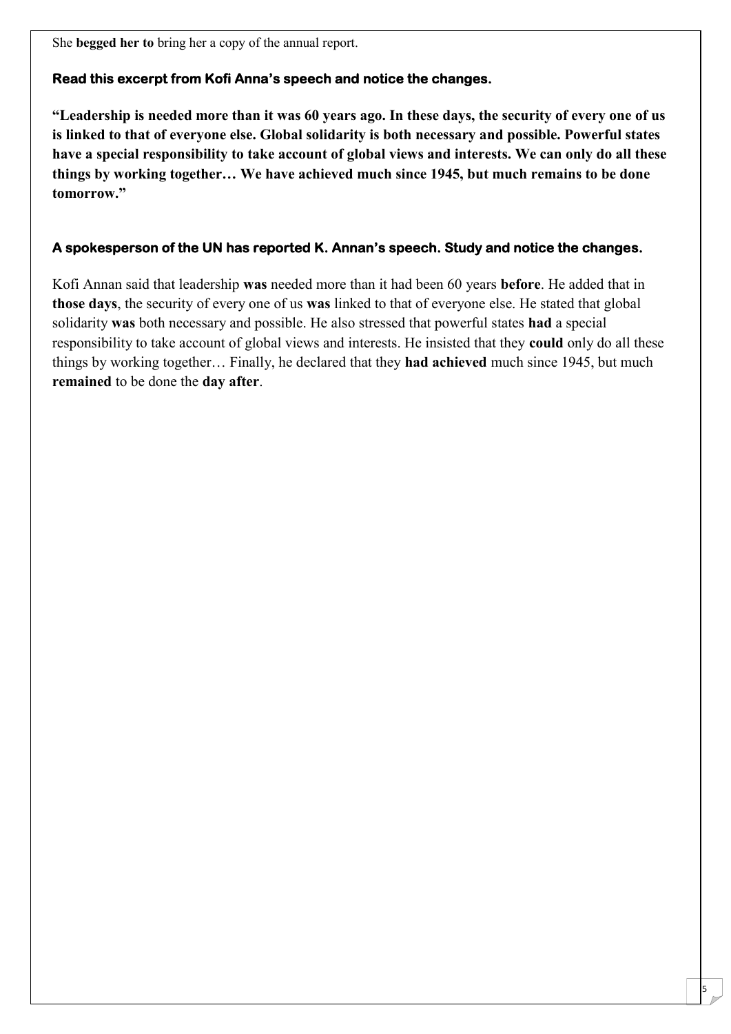She **begged her to** bring her a copy of the annual report.

**Read this excerpt from Kofi Anna's speech and notice the changes.**

**"Leadership is needed more than it was 60 years ago. In these days, the security of every one of us is linked to that of everyone else. Global solidarity is both necessary and possible. Powerful states have a special responsibility to take account of global views and interests. We can only do all these things by working together… We have achieved much since 1945, but much remains to be done tomorrow."**

**A spokesperson of the UN has reported K. Annan's speech. Study and notice the changes.**

Kofi Annan said that leadership **was** needed more than it had been 60 years **before**. He added that in **those days**, the security of every one of us **was** linked to that of everyone else. He stated that global solidarity **was** both necessary and possible. He also stressed that powerful states **had** a special responsibility to take account of global views and interests. He insisted that they **could** only do all these things by working together… Finally, he declared that they **had achieved** much since 1945, but much **remained** to be done the **day after**.